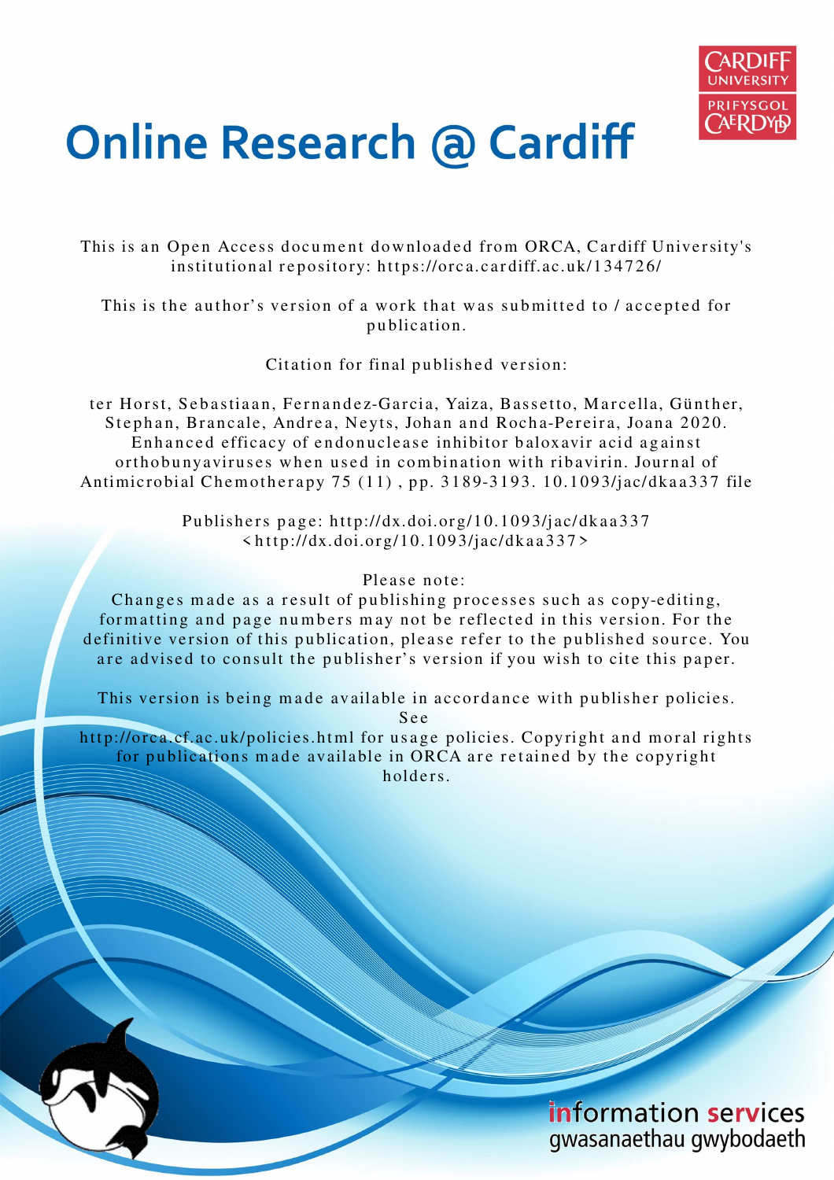# Online Research @ Cardiff

This is an Open Access document downloaded from ORCA, Cardiff University's institutional repository: https://orca.cardiff.ac.uk/134726/

This is the author's version of a work that was submitted to / accepted for publication.

Citation for final published version:

ter Horst, Sebastiaan, Fernandez-Garcia, Yaiza, Bassetto, Marcella, Günther, Stephan, Brancale, Andrea, Neyts, Johan and Rocha-Pereira, Joana 2020. Enhanced efficacy of endonuclease inhibitor baloxavir acid against orthobunyaviruses when used in combination with ribavirin. Journal of Antimicrobial Chemotherapy 75 (11) , pp. 3189-3193. 10.1093/jac/dkaa337 file

Publishers page: http://dx.doi.org/10.1093/jac/dkaa337 <http://dx.doi.org/10.1093/jac/dkaa337>

Please note:
Changes made as a result of publishing processes such as copy-editing, formatting and page numbers may not be reflected in this version. For the definitive version of this publication, please refer to the published source. You are advised to consult the publisher's version if you wish to cite this paper.

This version is being made available in accordance with publisher policies. See
http://orca.cf.ac.uk/policies.html for usage policies. Copyright and moral rights for publications made available in ORCA are retained by the copyright holders.

information services
gwasanaethau gwybodaeth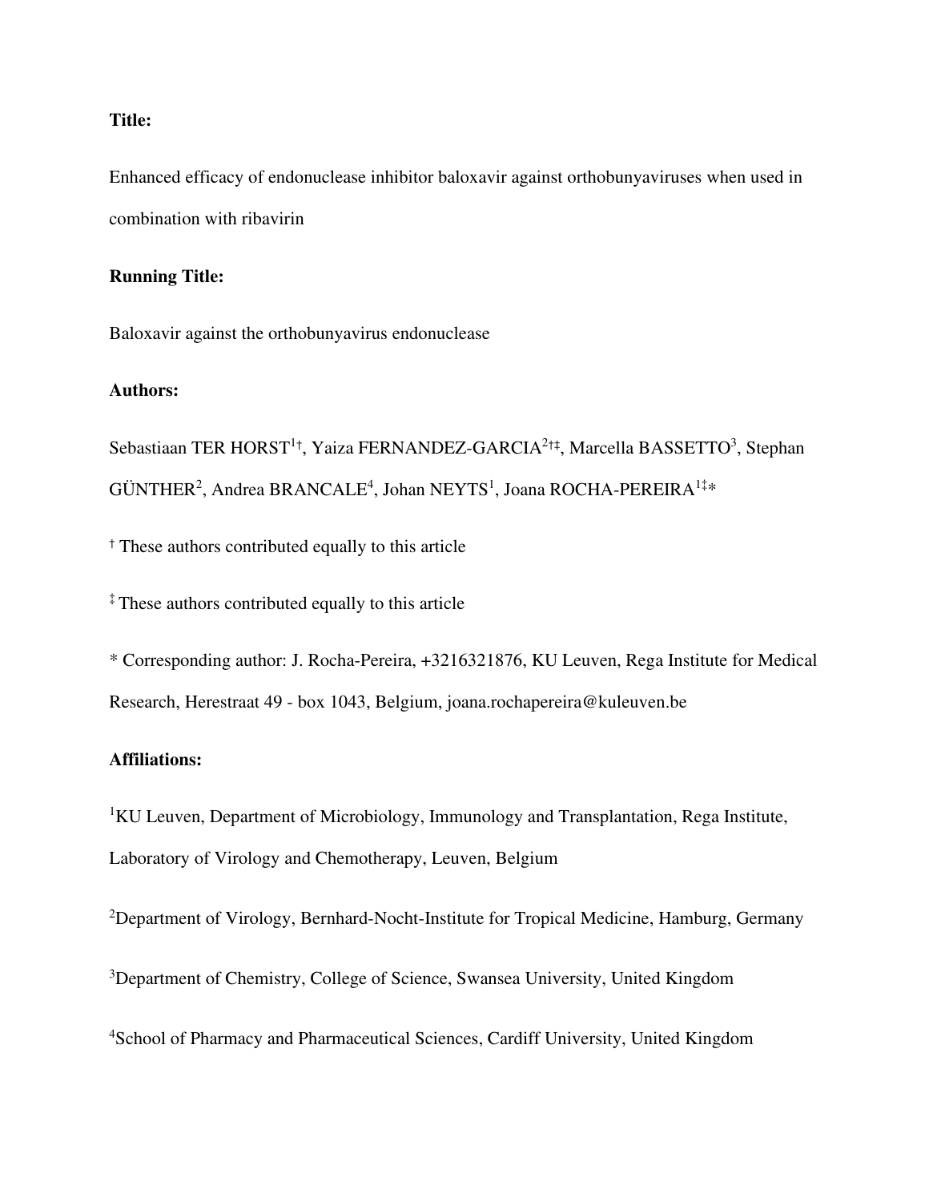**Title:**

Enhanced efficacy of endonuclease inhibitor baloxavir against orthobunyaviruses when used in combination with ribavirin

**Running Title:**

Baloxavir against the orthobunyavirus endonuclease

**Authors:**

Sebastiaan TER HORST[1†], Yaiza FERNANDEZ-GARCIA[2†‡], Marcella BASSETTO[3], Stephan GÜNTHER[2], Andrea BRANCALE[4], Johan NEYTS[1], Joana ROCHA-PEREIRA[1‡*]

[†] These authors contributed equally to this article

[‡] These authors contributed equally to this article

* Corresponding author: J. Rocha-Pereira, +3216321876, KU Leuven, Rega Institute for Medical Research, Herestraat 49 - box 1043, Belgium, joana.rochapereira@kuleuven.be

**Affiliations:**

[1]KU Leuven, Department of Microbiology, Immunology and Transplantation, Rega Institute, Laboratory of Virology and Chemotherapy, Leuven, Belgium

[2]Department of Virology, Bernhard-Nocht-Institute for Tropical Medicine, Hamburg, Germany

[3]Department of Chemistry, College of Science, Swansea University, United Kingdom

[4]School of Pharmacy and Pharmaceutical Sciences, Cardiff University, United Kingdom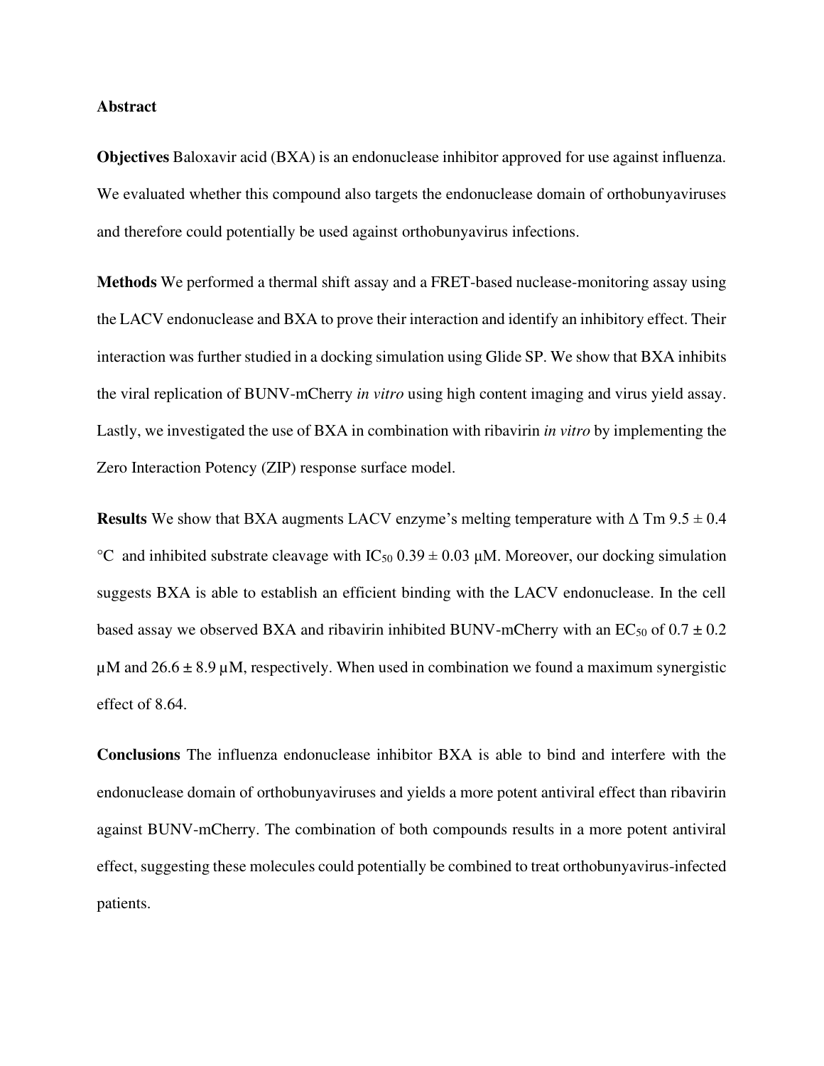## Abstract

**Objectives** Baloxavir acid (BXA) is an endonuclease inhibitor approved for use against influenza. We evaluated whether this compound also targets the endonuclease domain of orthobunyaviruses and therefore could potentially be used against orthobunyavirus infections.

**Methods** We performed a thermal shift assay and a FRET-based nuclease-monitoring assay using the LACV endonuclease and BXA to prove their interaction and identify an inhibitory effect. Their interaction was further studied in a docking simulation using Glide SP. We show that BXA inhibits the viral replication of BUNV-mCherry *in vitro* using high content imaging and virus yield assay. Lastly, we investigated the use of BXA in combination with ribavirin *in vitro* by implementing the Zero Interaction Potency (ZIP) response surface model.

**Results** We show that BXA augments LACV enzyme's melting temperature with $\Delta$ Tm 9.5 ± 0.4 °C and inhibited substrate cleavage with $IC_{50}$ 0.39 ± 0.03 μM. Moreover, our docking simulation suggests BXA is able to establish an efficient binding with the LACV endonuclease. In the cell based assay we observed BXA and ribavirin inhibited BUNV-mCherry with an $EC_{50}$ of 0.7 ± 0.2 μM and 26.6 ± 8.9 μM, respectively. When used in combination we found a maximum synergistic effect of 8.64.

**Conclusions** The influenza endonuclease inhibitor BXA is able to bind and interfere with the endonuclease domain of orthobunyaviruses and yields a more potent antiviral effect than ribavirin against BUNV-mCherry. The combination of both compounds results in a more potent antiviral effect, suggesting these molecules could potentially be combined to treat orthobunyavirus-infected patients.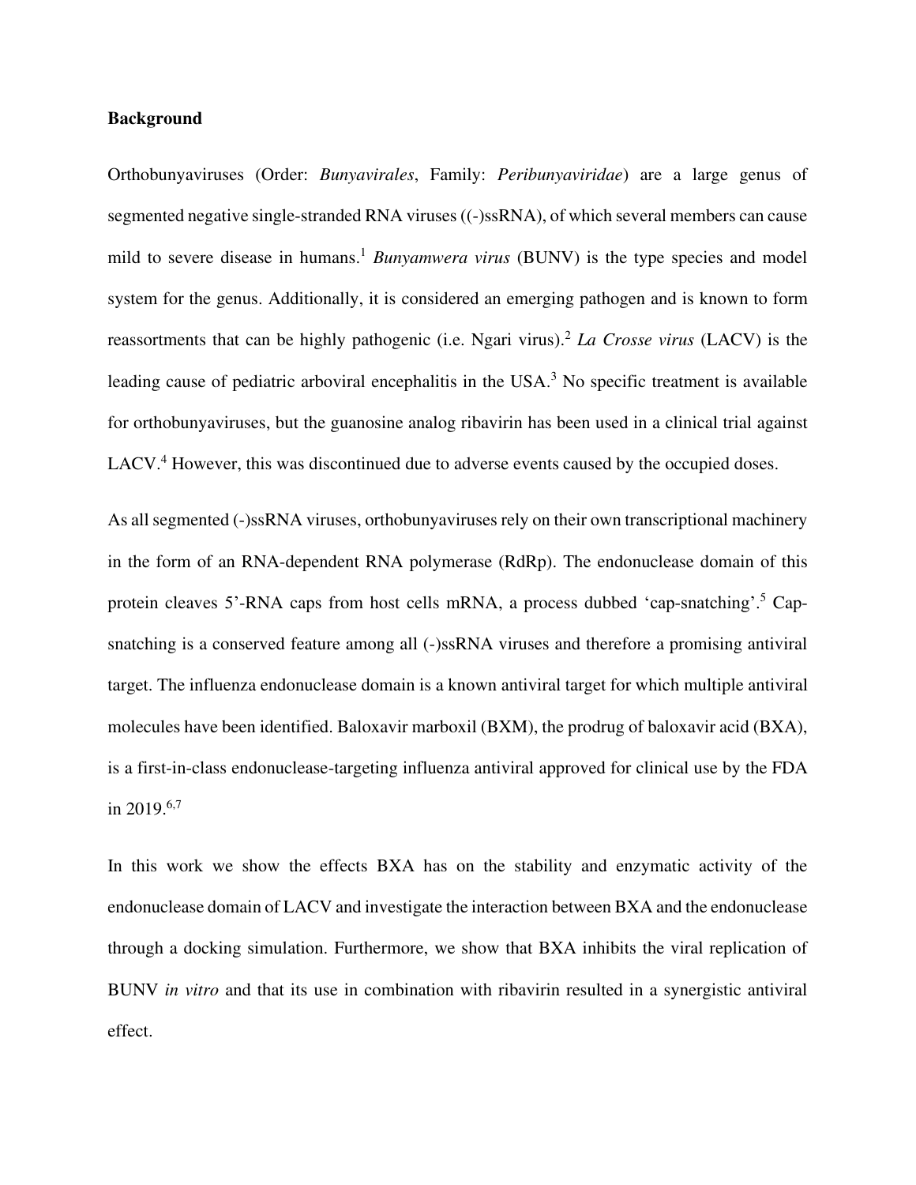**Background**

Orthobunyaviruses (Order: *Bunyavirales*, Family: *Peribunyaviridae*) are a large genus of segmented negative single-stranded RNA viruses ((-)ssRNA), of which several members can cause mild to severe disease in humans.[1] *Bunyamwera virus* (BUNV) is the type species and model system for the genus. Additionally, it is considered an emerging pathogen and is known to form reassortments that can be highly pathogenic (i.e. Ngari virus).[2] *La Crosse virus* (LACV) is the leading cause of pediatric arboviral encephalitis in the USA.[3] No specific treatment is available for orthobunyaviruses, but the guanosine analog ribavirin has been used in a clinical trial against LACV.[4] However, this was discontinued due to adverse events caused by the occupied doses.

As all segmented (-)ssRNA viruses, orthobunyaviruses rely on their own transcriptional machinery in the form of an RNA-dependent RNA polymerase (RdRp). The endonuclease domain of this protein cleaves 5'-RNA caps from host cells mRNA, a process dubbed 'cap-snatching'.[5] Cap-snatching is a conserved feature among all (-)ssRNA viruses and therefore a promising antiviral target. The influenza endonuclease domain is a known antiviral target for which multiple antiviral molecules have been identified. Baloxavir marboxil (BXM), the prodrug of baloxavir acid (BXA), is a first-in-class endonuclease-targeting influenza antiviral approved for clinical use by the FDA in 2019.[6,7]

In this work we show the effects BXA has on the stability and enzymatic activity of the endonuclease domain of LACV and investigate the interaction between BXA and the endonuclease through a docking simulation. Furthermore, we show that BXA inhibits the viral replication of BUNV *in vitro* and that its use in combination with ribavirin resulted in a synergistic antiviral effect.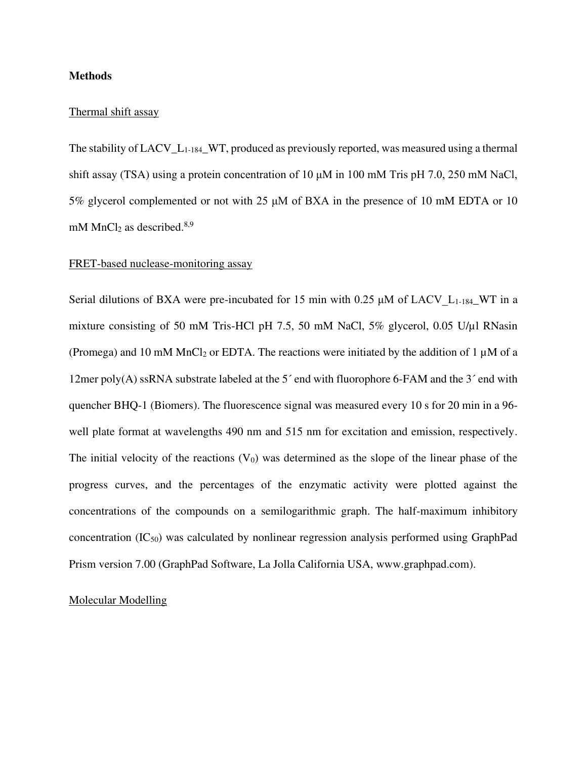# Methods

## Thermal shift assay

The stability of LACV_$L_{1\text{-}184}$_WT, produced as previously reported, was measured using a thermal shift assay (TSA) using a protein concentration of 10 µM in 100 mM Tris pH 7.0, 250 mM NaCl, 5% glycerol complemented or not with 25 µM of BXA in the presence of 10 mM EDTA or 10 mM $MnCl_2$ as described.[8,9]

## FRET-based nuclease-monitoring assay

Serial dilutions of BXA were pre-incubated for 15 min with 0.25 µM of LACV_$L_{1\text{-}184}$_WT in a mixture consisting of 50 mM Tris-HCl pH 7.5, 50 mM NaCl, 5% glycerol, 0.05 U/µl RNasin (Promega) and 10 mM $MnCl_2$ or EDTA. The reactions were initiated by the addition of 1 µM of a 12mer poly(A) ssRNA substrate labeled at the 5´ end with fluorophore 6-FAM and the 3´ end with quencher BHQ-1 (Biomers). The fluorescence signal was measured every 10 s for 20 min in a 96-well plate format at wavelengths 490 nm and 515 nm for excitation and emission, respectively. The initial velocity of the reactions ($V_0$) was determined as the slope of the linear phase of the progress curves, and the percentages of the enzymatic activity were plotted against the concentrations of the compounds on a semilogarithmic graph. The half-maximum inhibitory concentration ($IC_{50}$) was calculated by nonlinear regression analysis performed using GraphPad Prism version 7.00 (GraphPad Software, La Jolla California USA, www.graphpad.com).

## Molecular Modelling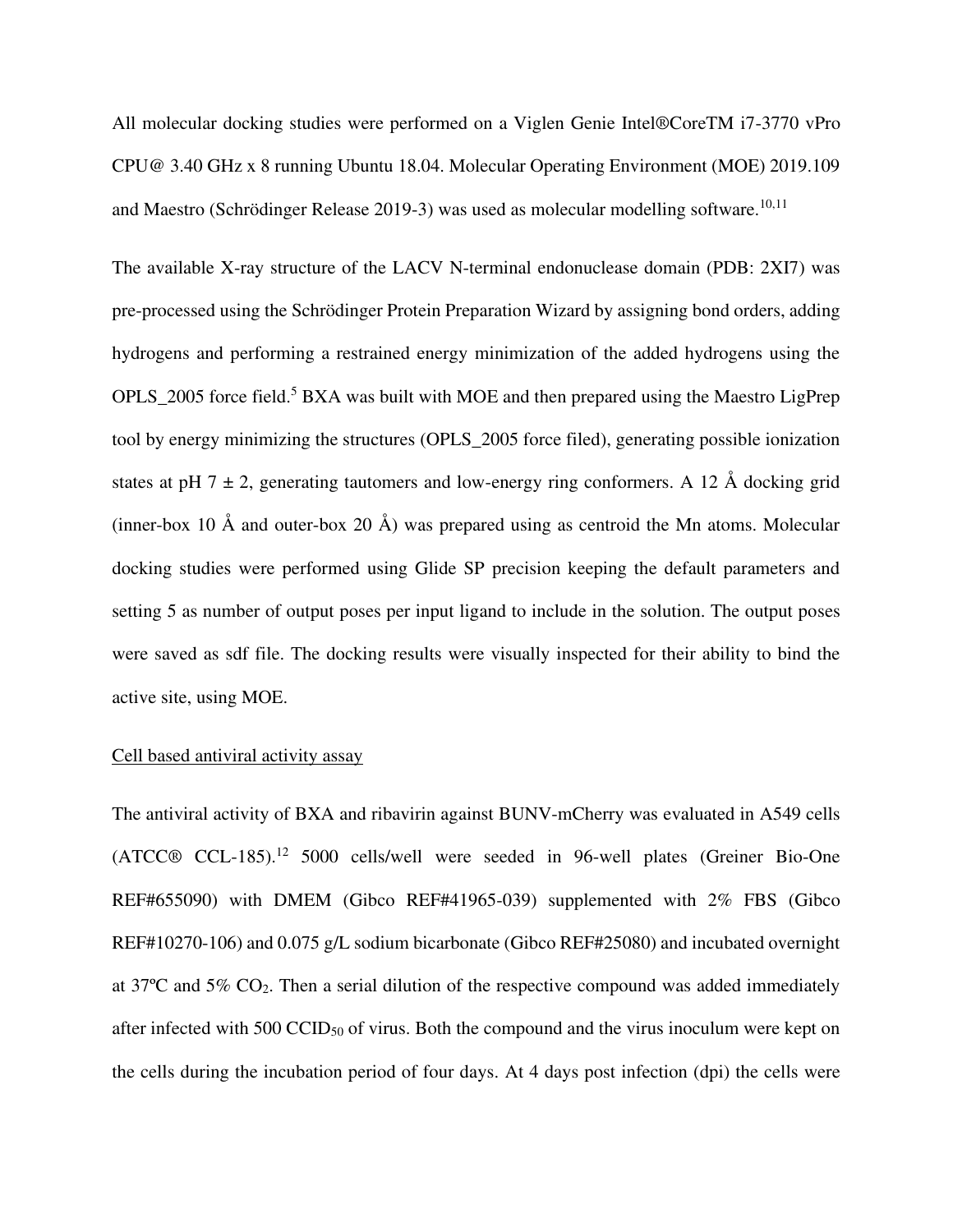All molecular docking studies were performed on a Viglen Genie Intel®CoreTM i7-3770 vPro CPU@ 3.40 GHz x 8 running Ubuntu 18.04. Molecular Operating Environment (MOE) 2019.109 and Maestro (Schrödinger Release 2019-3) was used as molecular modelling software.[10,11]

The available X-ray structure of the LACV N-terminal endonuclease domain (PDB: 2XI7) was pre-processed using the Schrödinger Protein Preparation Wizard by assigning bond orders, adding hydrogens and performing a restrained energy minimization of the added hydrogens using the OPLS_2005 force field.[5] BXA was built with MOE and then prepared using the Maestro LigPrep tool by energy minimizing the structures (OPLS_2005 force filed), generating possible ionization states at pH 7 ± 2, generating tautomers and low-energy ring conformers. A 12 Å docking grid (inner-box 10 Å and outer-box 20 Å) was prepared using as centroid the Mn atoms. Molecular docking studies were performed using Glide SP precision keeping the default parameters and setting 5 as number of output poses per input ligand to include in the solution. The output poses were saved as sdf file. The docking results were visually inspected for their ability to bind the active site, using MOE.

Cell based antiviral activity assay

The antiviral activity of BXA and ribavirin against BUNV-mCherry was evaluated in A549 cells (ATCC® CCL-185).[12] 5000 cells/well were seeded in 96-well plates (Greiner Bio-One REF#655090) with DMEM (Gibco REF#41965-039) supplemented with 2% FBS (Gibco REF#10270-106) and 0.075 g/L sodium bicarbonate (Gibco REF#25080) and incubated overnight at 37ºC and 5% $CO_2$. Then a serial dilution of the respective compound was added immediately after infected with 500 $CCID_{50}$ of virus. Both the compound and the virus inoculum were kept on the cells during the incubation period of four days. At 4 days post infection (dpi) the cells were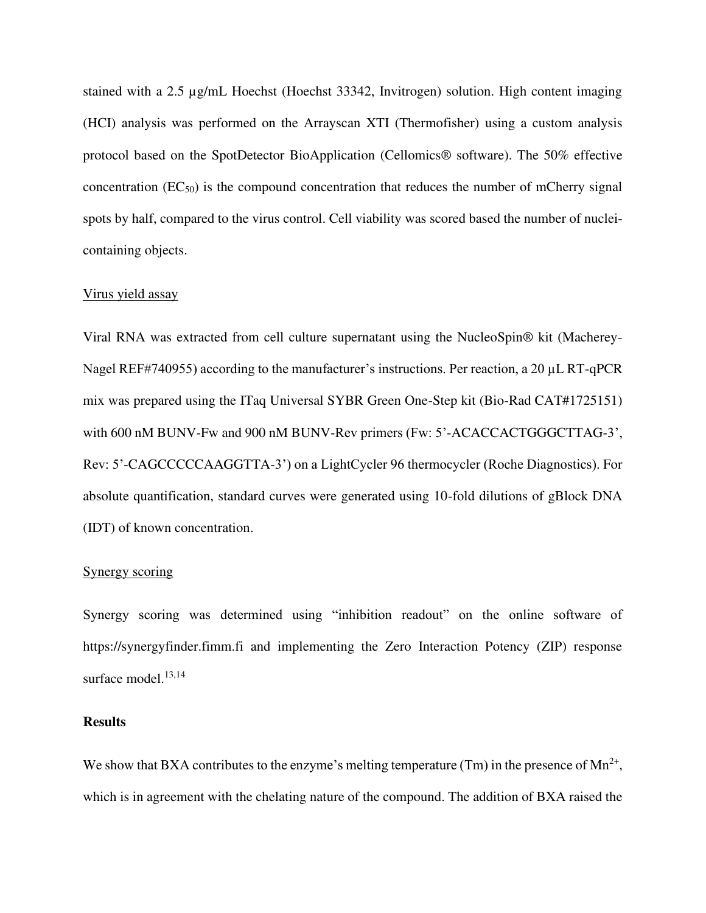stained with a 2.5 µg/mL Hoechst (Hoechst 33342, Invitrogen) solution. High content imaging (HCI) analysis was performed on the Arrayscan XTI (Thermofisher) using a custom analysis protocol based on the SpotDetector BioApplication (Cellomics® software). The 50% effective concentration ($EC_{50}$) is the compound concentration that reduces the number of mCherry signal spots by half, compared to the virus control. Cell viability was scored based the number of nuclei-containing objects.

Virus yield assay

Viral RNA was extracted from cell culture supernatant using the NucleoSpin® kit (Macherey-Nagel REF#740955) according to the manufacturer's instructions. Per reaction, a 20 µL RT-qPCR mix was prepared using the ITaq Universal SYBR Green One-Step kit (Bio-Rad CAT#1725151) with 600 nM BUNV-Fw and 900 nM BUNV-Rev primers (Fw: 5'-ACACCACTGGGCTTAG-3', Rev: 5'-CAGCCCCCAAGGTTA-3') on a LightCycler 96 thermocycler (Roche Diagnostics). For absolute quantification, standard curves were generated using 10-fold dilutions of gBlock DNA (IDT) of known concentration.

Synergy scoring

Synergy scoring was determined using "inhibition readout" on the online software of https://synergyfinder.fimm.fi and implementing the Zero Interaction Potency (ZIP) response surface model.[13,14]

## Results

We show that BXA contributes to the enzyme's melting temperature (Tm) in the presence of $Mn^{2+}$, which is in agreement with the chelating nature of the compound. The addition of BXA raised the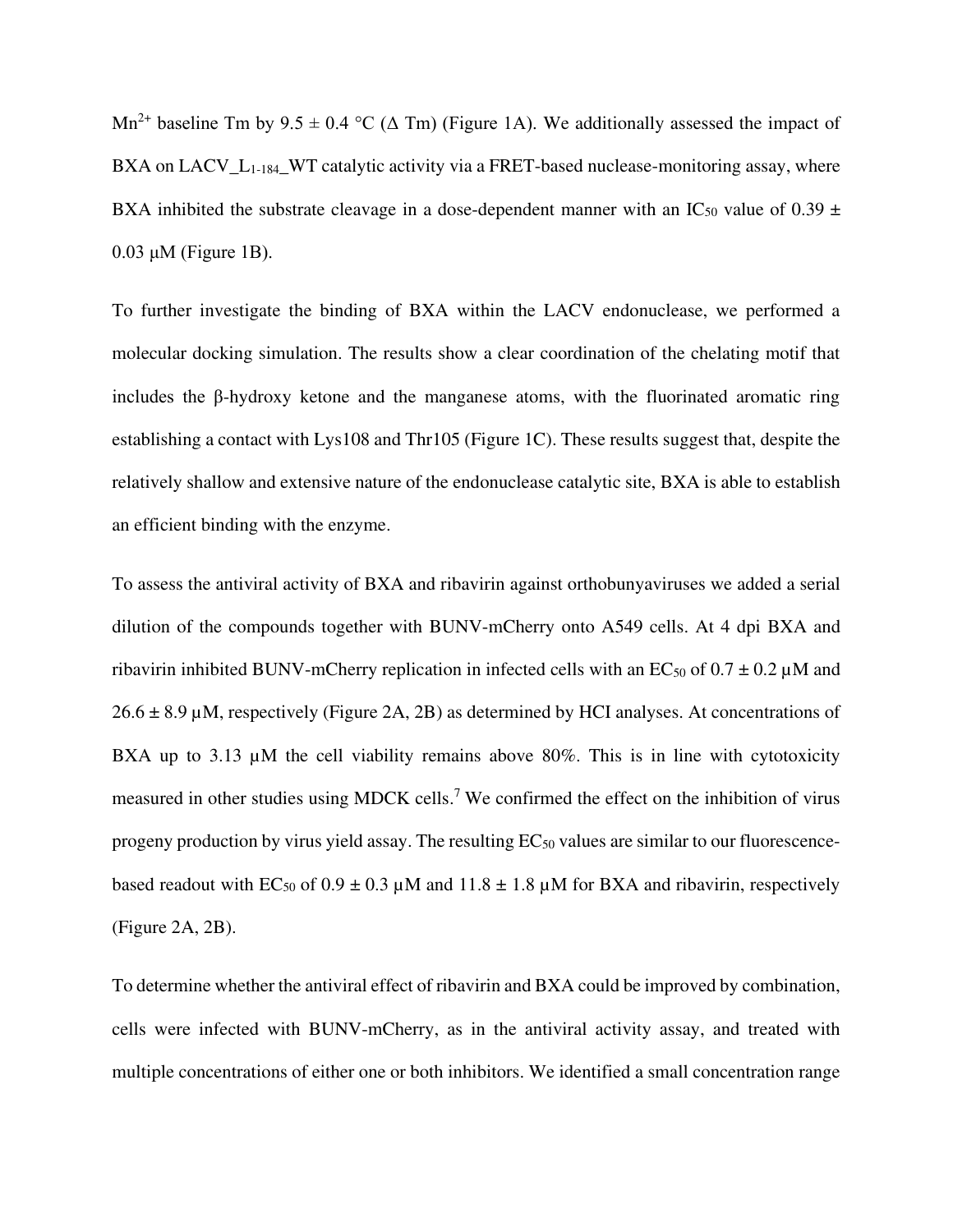$Mn^{2+}$ baseline Tm by $9.5 \pm 0.4$ °C (Δ Tm) (Figure 1A). We additionally assessed the impact of BXA on LACV_$L_{1\text{-}184}$_WT catalytic activity via a FRET-based nuclease-monitoring assay, where BXA inhibited the substrate cleavage in a dose-dependent manner with an $IC_{50}$ value of $0.39 \pm 0.03$ μM (Figure 1B).

To further investigate the binding of BXA within the LACV endonuclease, we performed a molecular docking simulation. The results show a clear coordination of the chelating motif that includes the β-hydroxy ketone and the manganese atoms, with the fluorinated aromatic ring establishing a contact with Lys108 and Thr105 (Figure 1C). These results suggest that, despite the relatively shallow and extensive nature of the endonuclease catalytic site, BXA is able to establish an efficient binding with the enzyme.

To assess the antiviral activity of BXA and ribavirin against orthobunyaviruses we added a serial dilution of the compounds together with BUNV-mCherry onto A549 cells. At 4 dpi BXA and ribavirin inhibited BUNV-mCherry replication in infected cells with an $EC_{50}$ of $0.7 \pm 0.2$ μM and $26.6 \pm 8.9$ μM, respectively (Figure 2A, 2B) as determined by HCI analyses. At concentrations of BXA up to 3.13 μM the cell viability remains above 80%. This is in line with cytotoxicity measured in other studies using MDCK cells.[7] We confirmed the effect on the inhibition of virus progeny production by virus yield assay. The resulting $EC_{50}$ values are similar to our fluorescence-based readout with $EC_{50}$ of $0.9 \pm 0.3$ μM and $11.8 \pm 1.8$ μM for BXA and ribavirin, respectively (Figure 2A, 2B).

To determine whether the antiviral effect of ribavirin and BXA could be improved by combination, cells were infected with BUNV-mCherry, as in the antiviral activity assay, and treated with multiple concentrations of either one or both inhibitors. We identified a small concentration range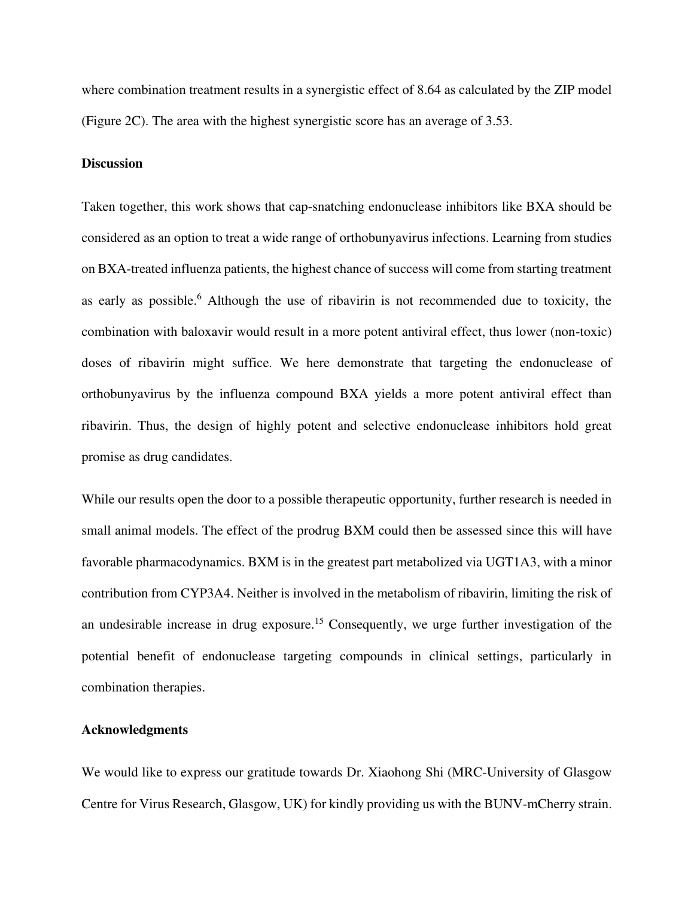where combination treatment results in a synergistic effect of 8.64 as calculated by the ZIP model (Figure 2C). The area with the highest synergistic score has an average of 3.53.

**Discussion**

Taken together, this work shows that cap-snatching endonuclease inhibitors like BXA should be considered as an option to treat a wide range of orthobunyavirus infections. Learning from studies on BXA-treated influenza patients, the highest chance of success will come from starting treatment as early as possible.[6] Although the use of ribavirin is not recommended due to toxicity, the combination with baloxavir would result in a more potent antiviral effect, thus lower (non-toxic) doses of ribavirin might suffice. We here demonstrate that targeting the endonuclease of orthobunyavirus by the influenza compound BXA yields a more potent antiviral effect than ribavirin. Thus, the design of highly potent and selective endonuclease inhibitors hold great promise as drug candidates.

While our results open the door to a possible therapeutic opportunity, further research is needed in small animal models. The effect of the prodrug BXM could then be assessed since this will have favorable pharmacodynamics. BXM is in the greatest part metabolized via UGT1A3, with a minor contribution from CYP3A4. Neither is involved in the metabolism of ribavirin, limiting the risk of an undesirable increase in drug exposure.[15] Consequently, we urge further investigation of the potential benefit of endonuclease targeting compounds in clinical settings, particularly in combination therapies.

**Acknowledgments**

We would like to express our gratitude towards Dr. Xiaohong Shi (MRC-University of Glasgow Centre for Virus Research, Glasgow, UK) for kindly providing us with the BUNV-mCherry strain.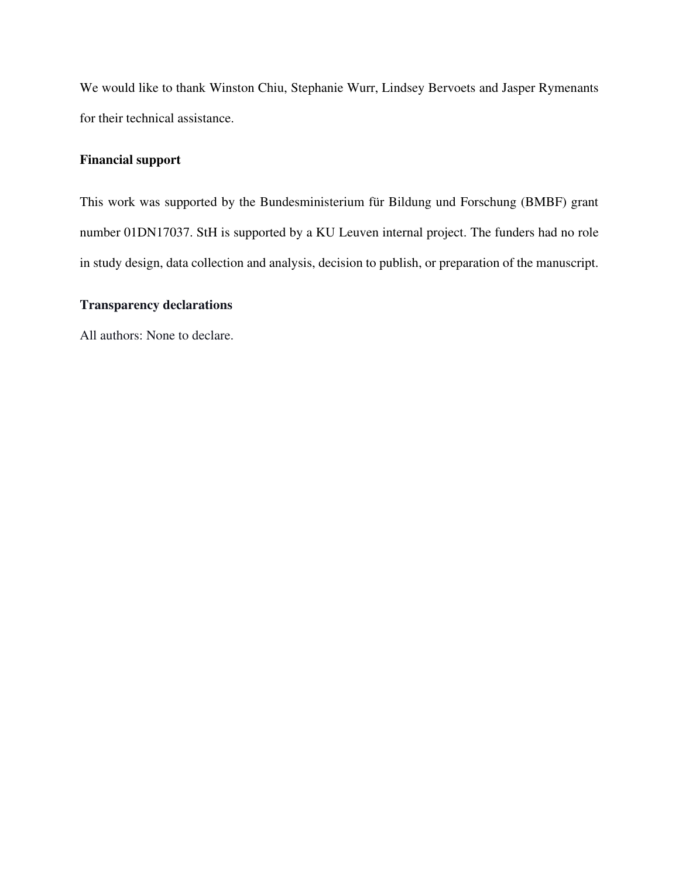We would like to thank Winston Chiu, Stephanie Wurr, Lindsey Bervoets and Jasper Rymenants for their technical assistance.

**Financial support**

This work was supported by the Bundesministerium für Bildung und Forschung (BMBF) grant number 01DN17037. StH is supported by a KU Leuven internal project. The funders had no role in study design, data collection and analysis, decision to publish, or preparation of the manuscript.

**Transparency declarations**

All authors: None to declare.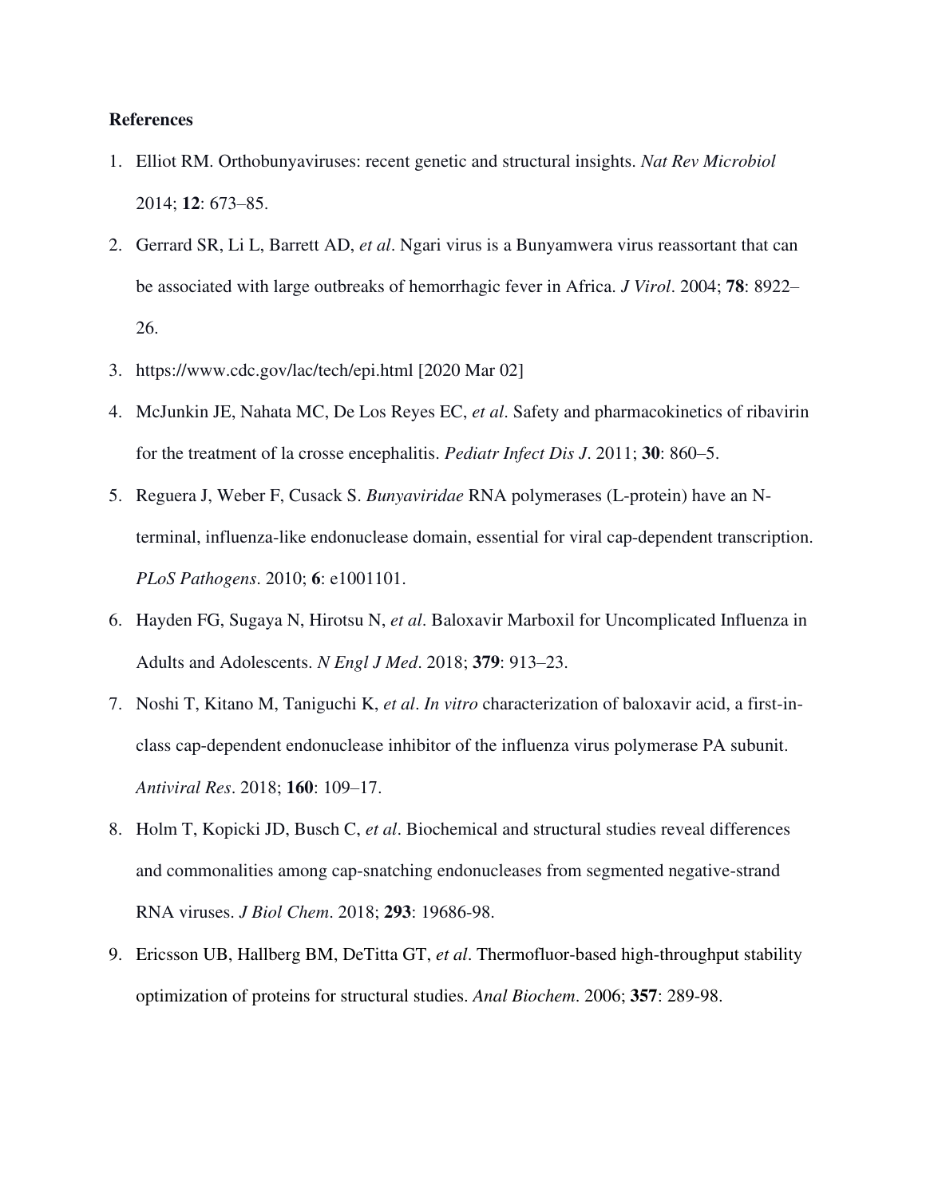**References**

1. Elliot RM. Orthobunyaviruses: recent genetic and structural insights. *Nat Rev Microbiol* 2014; **12**: 673–85.
2. Gerrard SR, Li L, Barrett AD, *et al*. Ngari virus is a Bunyamwera virus reassortant that can be associated with large outbreaks of hemorrhagic fever in Africa. *J Virol*. 2004; **78**: 8922–26.
3. https://www.cdc.gov/lac/tech/epi.html [2020 Mar 02]
4. McJunkin JE, Nahata MC, De Los Reyes EC, *et al*. Safety and pharmacokinetics of ribavirin for the treatment of la crosse encephalitis. *Pediatr Infect Dis J*. 2011; **30**: 860–5.
5. Reguera J, Weber F, Cusack S. *Bunyaviridae* RNA polymerases (L-protein) have an N-terminal, influenza-like endonuclease domain, essential for viral cap-dependent transcription. *PLoS Pathogens*. 2010; **6**: e1001101.
6. Hayden FG, Sugaya N, Hirotsu N, *et al*. Baloxavir Marboxil for Uncomplicated Influenza in Adults and Adolescents. *N Engl J Med*. 2018; **379**: 913–23.
7. Noshi T, Kitano M, Taniguchi K, *et al*. *In vitro* characterization of baloxavir acid, a first-in-class cap-dependent endonuclease inhibitor of the influenza virus polymerase PA subunit. *Antiviral Res*. 2018; **160**: 109–17.
8. Holm T, Kopicki JD, Busch C, *et al*. Biochemical and structural studies reveal differences and commonalities among cap-snatching endonucleases from segmented negative-strand RNA viruses. *J Biol Chem*. 2018; **293**: 19686-98.
9. Ericsson UB, Hallberg BM, DeTitta GT, *et al*. Thermofluor-based high-throughput stability optimization of proteins for structural studies. *Anal Biochem*. 2006; **357**: 289-98.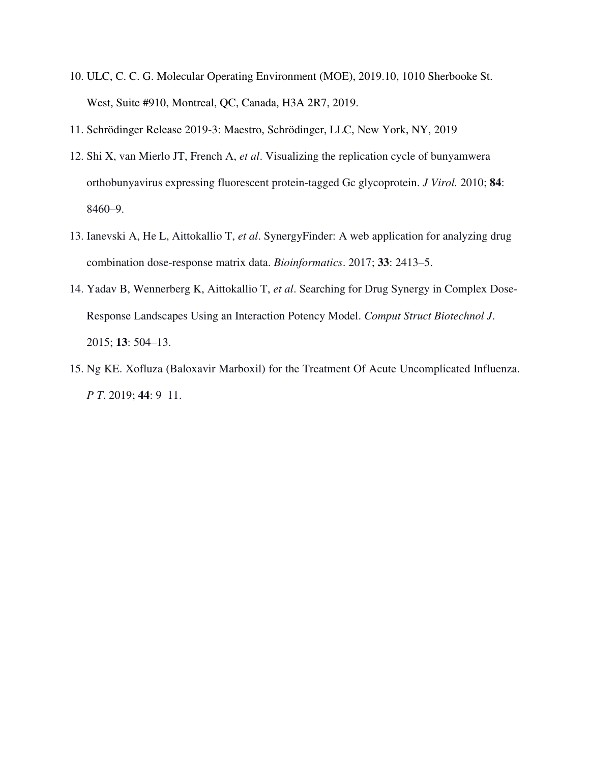10. ULC, C. C. G. Molecular Operating Environment (MOE), 2019.10, 1010 Sherbooke St. West, Suite #910, Montreal, QC, Canada, H3A 2R7, 2019.
11. Schrödinger Release 2019-3: Maestro, Schrödinger, LLC, New York, NY, 2019
12. Shi X, van Mierlo JT, French A, *et al*. Visualizing the replication cycle of bunyamwera orthobunyavirus expressing fluorescent protein-tagged Gc glycoprotein. *J Virol.* 2010; **84**: 8460–9.
13. Ianevski A, He L, Aittokallio T, *et al*. SynergyFinder: A web application for analyzing drug combination dose-response matrix data. *Bioinformatics*. 2017; **33**: 2413–5.
14. Yadav B, Wennerberg K, Aittokallio T, *et al*. Searching for Drug Synergy in Complex Dose-Response Landscapes Using an Interaction Potency Model. *Comput Struct Biotechnol J*. 2015; **13**: 504–13.
15. Ng KE. Xofluza (Baloxavir Marboxil) for the Treatment Of Acute Uncomplicated Influenza. *P T*. 2019; **44**: 9–11.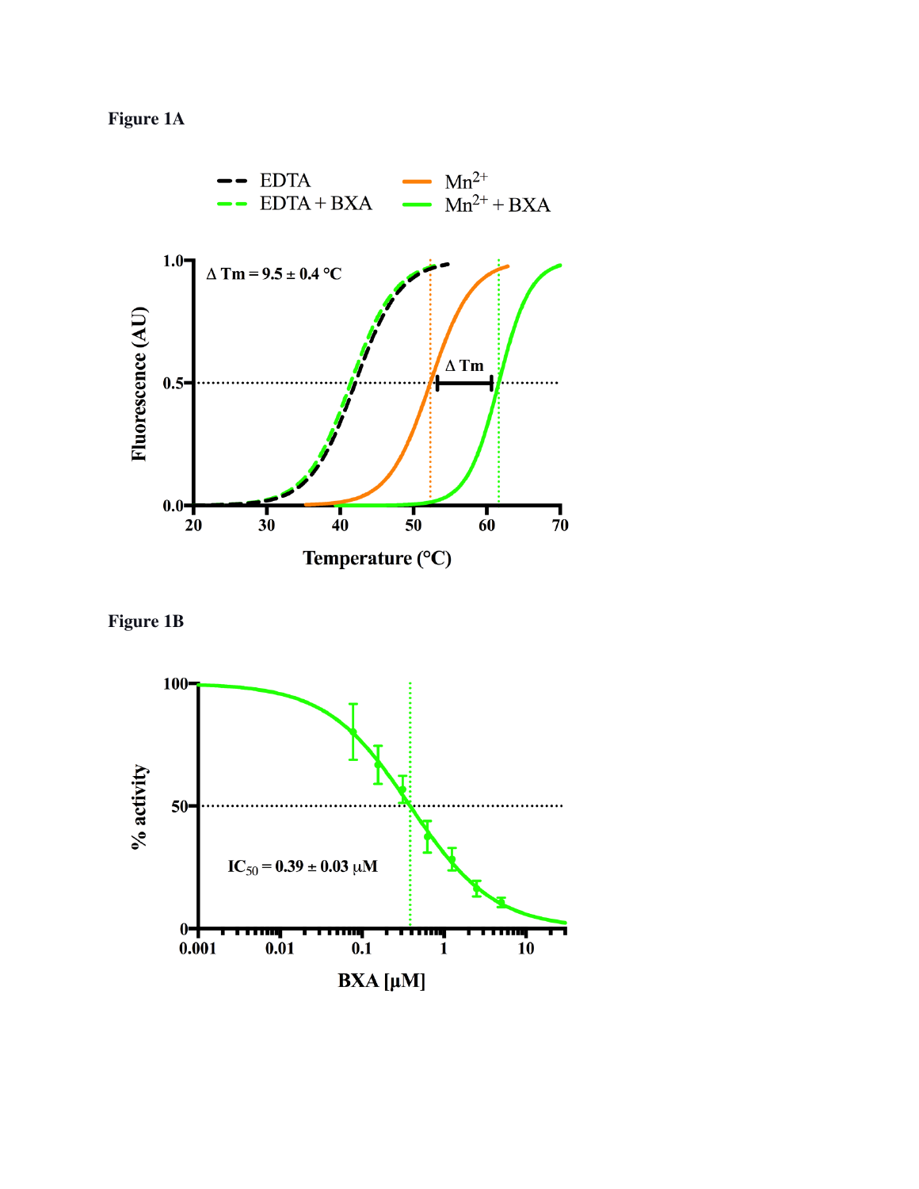**Figure 1A**

**Figure 1B**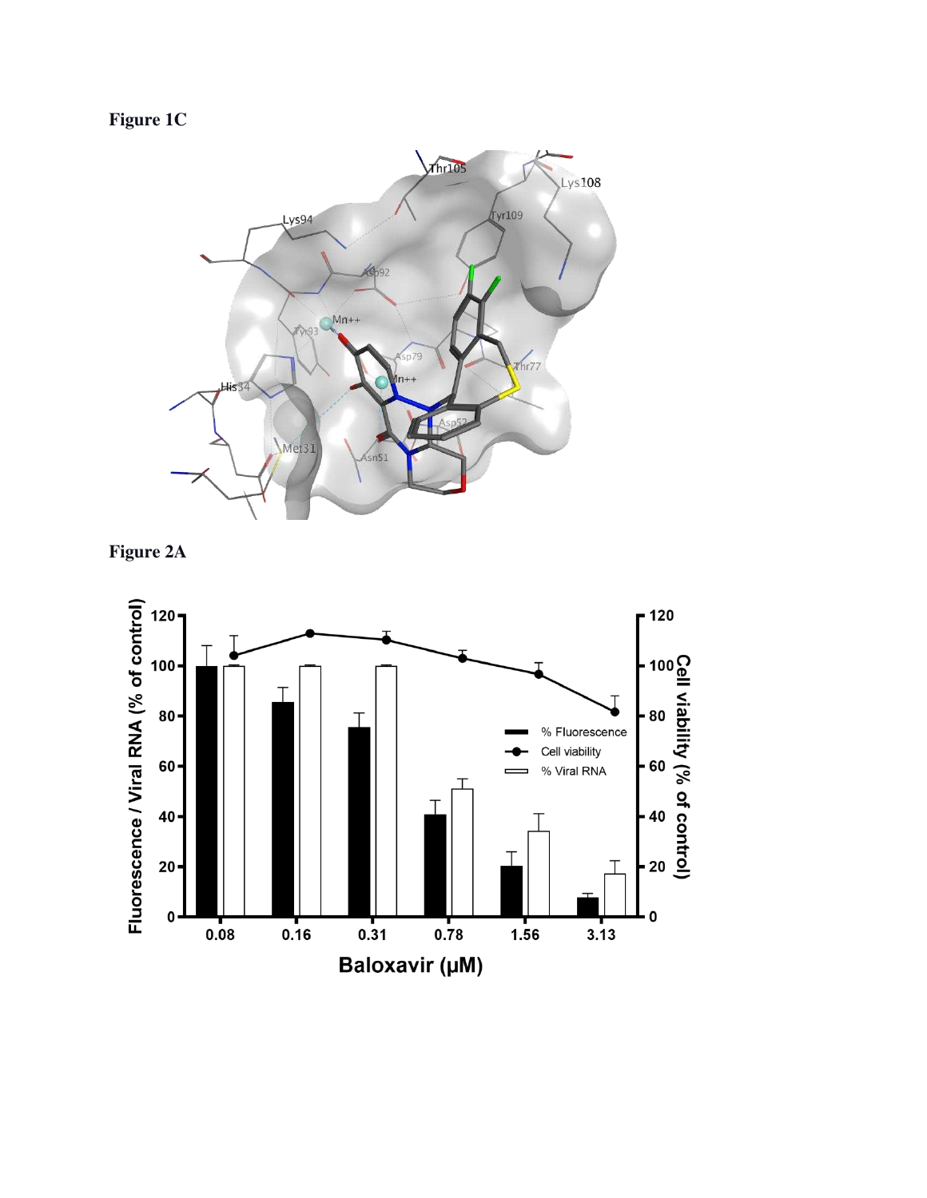**Figure 1C**

**Figure 2A**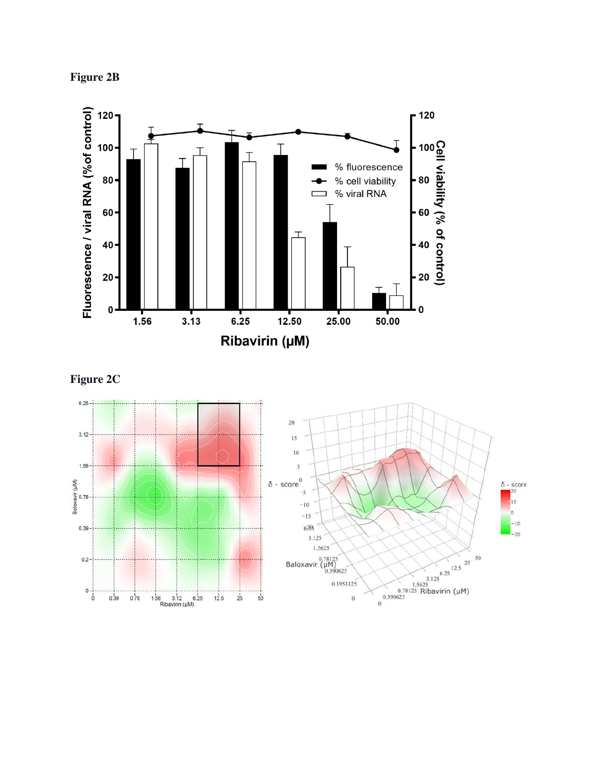**Figure 2B**

**Figure 2C**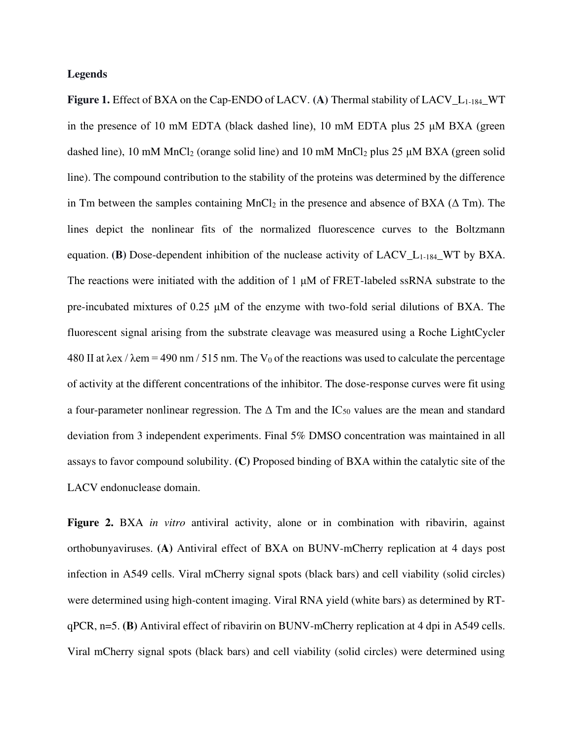**Legends**

**Figure 1.** Effect of BXA on the Cap-ENDO of LACV. (**A**) Thermal stability of LACV_$L_{1-184}$_WT in the presence of 10 mM EDTA (black dashed line), 10 mM EDTA plus 25 μM BXA (green dashed line), 10 mM $MnCl_2$ (orange solid line) and 10 mM $MnCl_2$ plus 25 μM BXA (green solid line). The compound contribution to the stability of the proteins was determined by the difference in Tm between the samples containing $MnCl_2$ in the presence and absence of BXA (Δ Tm). The lines depict the nonlinear fits of the normalized fluorescence curves to the Boltzmann equation. (**B**) Dose-dependent inhibition of the nuclease activity of LACV_$L_{1-184}$_WT by BXA. The reactions were initiated with the addition of 1 μM of FRET-labeled ssRNA substrate to the pre-incubated mixtures of 0.25 μM of the enzyme with two-fold serial dilutions of BXA. The fluorescent signal arising from the substrate cleavage was measured using a Roche LightCycler 480 II at λex / λem = 490 nm / 515 nm. The $V_0$ of the reactions was used to calculate the percentage of activity at the different concentrations of the inhibitor. The dose-response curves were fit using a four-parameter nonlinear regression. The Δ Tm and the $IC_{50}$ values are the mean and standard deviation from 3 independent experiments. Final 5% DMSO concentration was maintained in all assays to favor compound solubility. (**C**) Proposed binding of BXA within the catalytic site of the LACV endonuclease domain.

**Figure 2.** BXA *in vitro* antiviral activity, alone or in combination with ribavirin, against orthobunyaviruses. (**A**) Antiviral effect of BXA on BUNV-mCherry replication at 4 days post infection in A549 cells. Viral mCherry signal spots (black bars) and cell viability (solid circles) were determined using high-content imaging. Viral RNA yield (white bars) as determined by RT-qPCR, n=5. (**B**) Antiviral effect of ribavirin on BUNV-mCherry replication at 4 dpi in A549 cells. Viral mCherry signal spots (black bars) and cell viability (solid circles) were determined using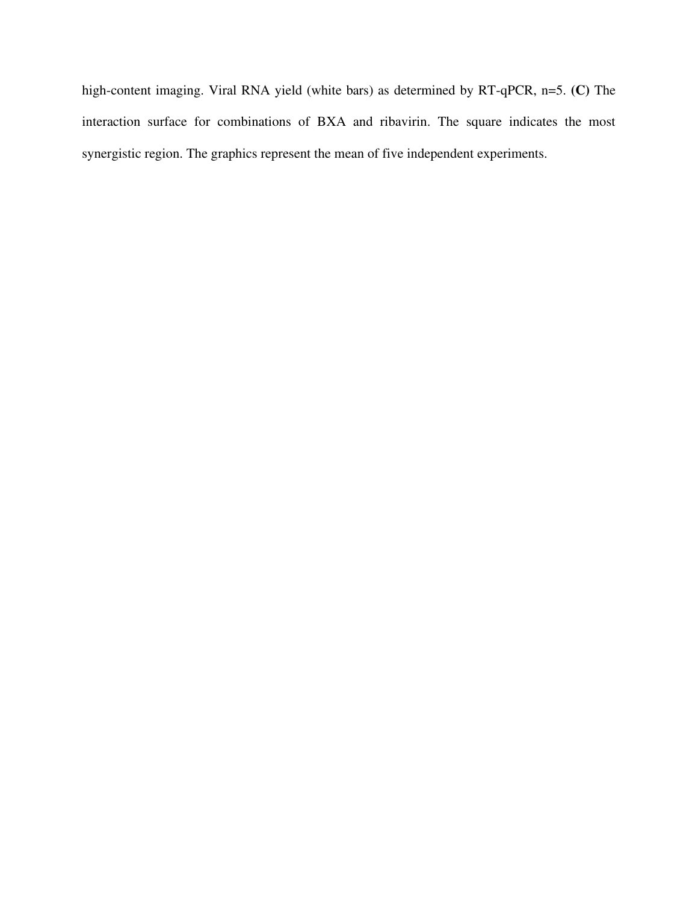high-content imaging. Viral RNA yield (white bars) as determined by RT-qPCR, n=5. **(C)** The interaction surface for combinations of BXA and ribavirin. The square indicates the most synergistic region. The graphics represent the mean of five independent experiments.